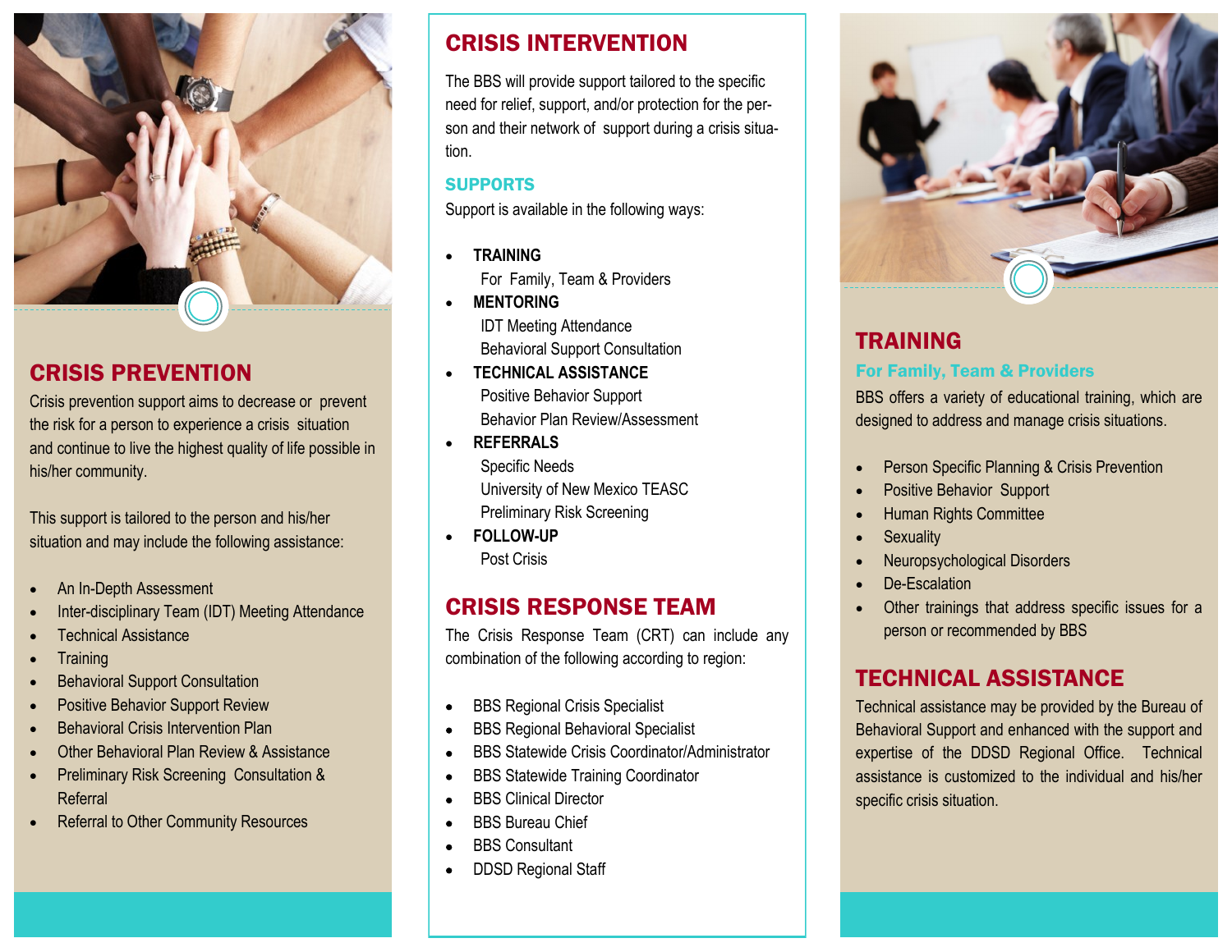## CRISIS PREVENTION

Crisis prevention support aims to decrease or prevent the risk for a person to experience a crisis situation and continue to live the highest quality of life possible in his/her community.

This support is tailored to the person and his/her situation and may include the following assistance:

- An In-Depth Assessment
- Inter-disciplinary Team (IDT) Meeting Attendance
- Technical Assistance
- Training
- Behavioral Support Consultation
- Positive Behavior Support Review
- Behavioral Crisis Intervention Plan
- Other Behavioral Plan Review & Assistance
- Preliminary Risk Screening Consultation & Referral
- Referral to Other Community Resources

## CRISIS INTERVENTION

The BBS will provide support tailored to the specific need for relief, support, and/or protection for the person and their network of support during a crisis situation.

### SUPPORTS

Support is available in the following ways:

- **TRAINING**
  For Family, Team & Providers
- **MENTORING**
  IDT Meeting Attendance
  Behavioral Support Consultation
- **TECHNICAL ASSISTANCE**
  Positive Behavior Support
  Behavior Plan Review/Assessment
- **REFERRALS**
  Specific Needs
  University of New Mexico TEASC
  Preliminary Risk Screening
- **FOLLOW-UP**
  Post Crisis

## CRISIS RESPONSE TEAM

The Crisis Response Team (CRT) can include any combination of the following according to region:

- BBS Regional Crisis Specialist
- BBS Regional Behavioral Specialist
- BBS Statewide Crisis Coordinator/Administrator
- BBS Statewide Training Coordinator
- BBS Clinical Director
- BBS Bureau Chief
- BBS Consultant
- DDSD Regional Staff

## TRAINING

### For Family, Team & Providers

BBS offers a variety of educational training, which are designed to address and manage crisis situations.

- Person Specific Planning & Crisis Prevention
- Positive Behavior Support
- Human Rights Committee
- Sexuality
- Neuropsychological Disorders
- De-Escalation
- Other trainings that address specific issues for a person or recommended by BBS

## TECHNICAL ASSISTANCE

Technical assistance may be provided by the Bureau of Behavioral Support and enhanced with the support and expertise of the DDSD Regional Office. Technical assistance is customized to the individual and his/her specific crisis situation.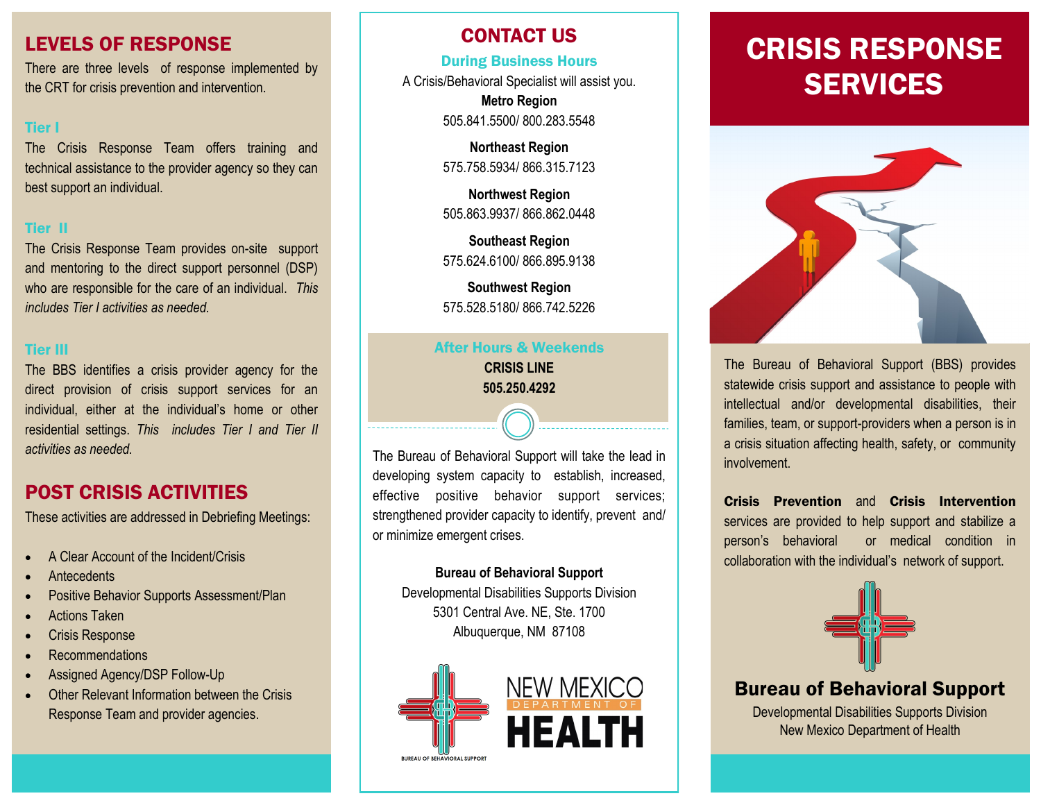## LEVELS OF RESPONSE

There are three levels of response implemented by the CRT for crisis prevention and intervention.

### Tier I

The Crisis Response Team offers training and technical assistance to the provider agency so they can best support an individual.

### Tier II

The Crisis Response Team provides on-site support and mentoring to the direct support personnel (DSP) who are responsible for the care of an individual. *This includes Tier I activities as needed.*

### Tier III

The BBS identifies a crisis provider agency for the direct provision of crisis support services for an individual, either at the individual's home or other residential settings. *This includes Tier I and Tier II activities as needed.*

## POST CRISIS ACTIVITIES

These activities are addressed in Debriefing Meetings:

- A Clear Account of the Incident/Crisis
- Antecedents
- Positive Behavior Supports Assessment/Plan
- Actions Taken
- Crisis Response
- Recommendations
- Assigned Agency/DSP Follow-Up
- Other Relevant Information between the Crisis Response Team and provider agencies.

## CONTACT US

### During Business Hours

A Crisis/Behavioral Specialist will assist you.

**Metro Region**
505.841.5500/ 800.283.5548

**Northeast Region**
575.758.5934/ 866.315.7123

**Northwest Region**
505.863.9937/ 866.862.0448

**Southeast Region**
575.624.6100/ 866.895.9138

**Southwest Region**
575.528.5180/ 866.742.5226

### After Hours & Weekends

**CRISIS LINE**
**505.250.4292**

The Bureau of Behavioral Support will take the lead in developing system capacity to establish, increased, effective positive behavior support services; strengthened provider capacity to identify, prevent and/ or minimize emergent crises.

**Bureau of Behavioral Support**
Developmental Disabilities Supports Division
5301 Central Ave. NE, Ste. 1700
Albuquerque, NM 87108

BUREAU OF BEHAVIORAL SUPPORT

NEW MEXICO DEPARTMENT OF HEALTH

# CRISIS RESPONSE SERVICES

The Bureau of Behavioral Support (BBS) provides statewide crisis support and assistance to people with intellectual and/or developmental disabilities, their families, team, or support-providers when a person is in a crisis situation affecting health, safety, or community involvement.

**Crisis Prevention** and **Crisis Intervention** services are provided to help support and stabilize a person's behavioral or medical condition in collaboration with the individual's network of support.

**Bureau of Behavioral Support**
Developmental Disabilities Supports Division
New Mexico Department of Health